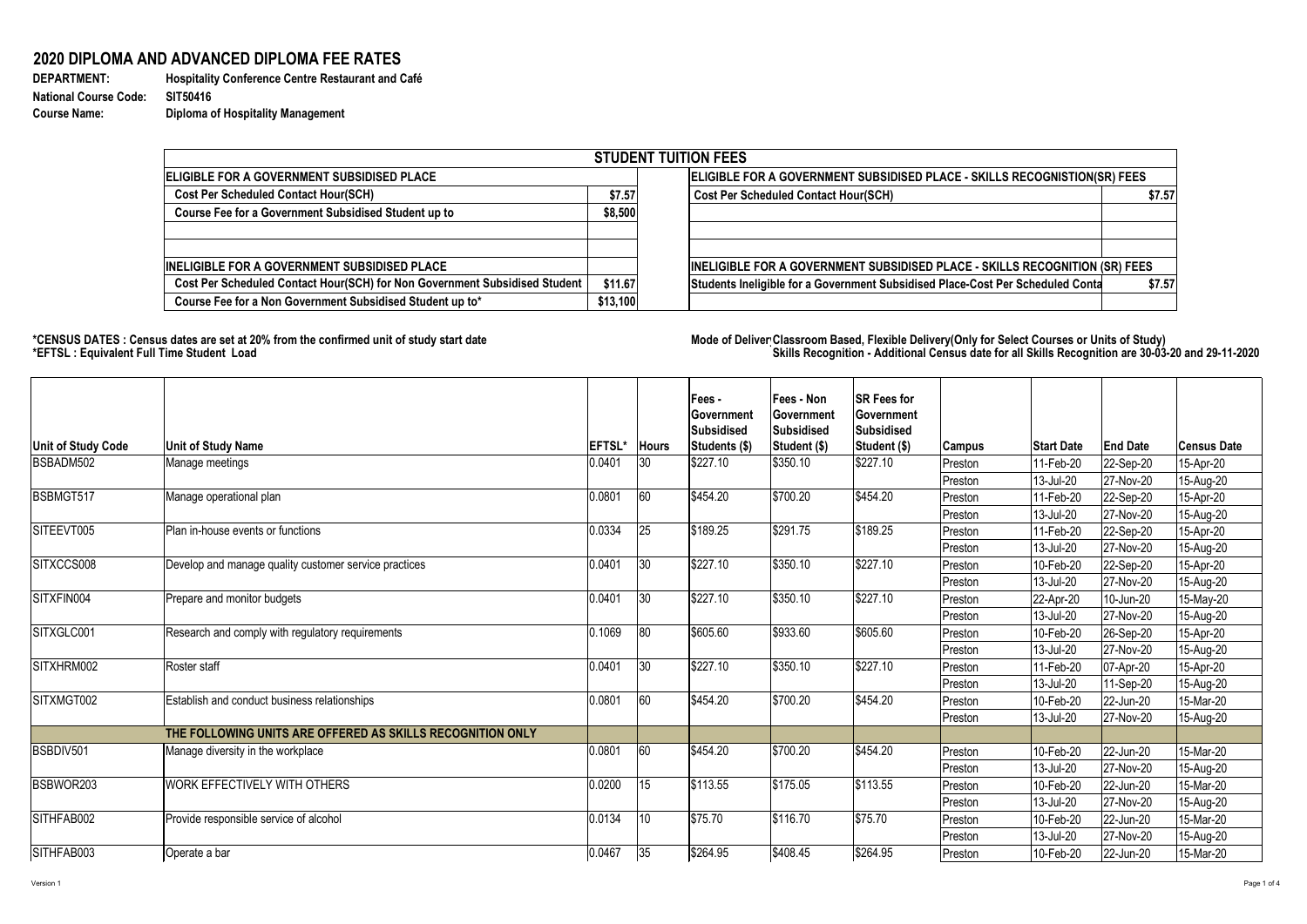# 2020 DIPLOMA AND ADVANCED DIPLOMA FEE RATES

**DEPARTMENT:** Hospitality Conference Centre Restaurant and Café
**National Course Code:** SIT50416
**Course Name:** Diploma of Hospitality Management

| STUDENT TUITION FEES | | | |
|---|---|---|---|
| **ELIGIBLE FOR A GOVERNMENT SUBSIDISED PLACE** | | **ELIGIBLE FOR A GOVERNMENT SUBSIDISED PLACE - SKILLS RECOGNISTION(SR) FEES** | |
| Cost Per Scheduled Contact Hour(SCH) | $7.57 | Cost Per Scheduled Contact Hour(SCH) | $7.57 |
| Course Fee for a Government Subsidised Student up to | $8,500 | | |
| | | | |
| | | | |
| **INELIGIBLE FOR A GOVERNMENT SUBSIDISED PLACE** | | **INELIGIBLE FOR A GOVERNMENT SUBSIDISED PLACE - SKILLS RECOGNITION (SR) FEES** | |
| Cost Per Scheduled Contact Hour(SCH) for Non Government Subsidised Student | $11.67 | Students Ineligible for a Government Subsidised Place-Cost Per Scheduled Conta | $7.57 |
| Course Fee for a Non Government Subsidised Student up to* | $13,100 | | |

**\*CENSUS DATES : Census dates are set at 20% from the confirmed unit of study start date**
**\*EFTSL : Equivalent Full Time Student Load**

**Mode of Deliver Classroom Based, Flexible Delivery(Only for Select Courses or Units of Study)**
**Skills Recognition - Additional Census date for all Skills Recognition are 30-03-20 and 29-11-2020**

| Unit of Study Code | Unit of Study Name | EFTSL* | Hours | Fees - Government Subsidised Students ($) | Fees - Non Government Subsidised Student ($) | SR Fees for Government Subsidised Student ($) | Campus | Start Date | End Date | Census Date |
|---|---|---|---|---|---|---|---|---|---|---|
| BSBADM502 | Manage meetings | 0.0401 | 30 | $227.10 | $350.10 | $227.10 | Preston | 11-Feb-20 | 22-Sep-20 | 15-Apr-20 |
| | | | | | | | Preston | 13-Jul-20 | 27-Nov-20 | 15-Aug-20 |
| BSBMGT517 | Manage operational plan | 0.0801 | 60 | $454.20 | $700.20 | $454.20 | Preston | 11-Feb-20 | 22-Sep-20 | 15-Apr-20 |
| | | | | | | | Preston | 13-Jul-20 | 27-Nov-20 | 15-Aug-20 |
| SITEEVT005 | Plan in-house events or functions | 0.0334 | 25 | $189.25 | $291.75 | $189.25 | Preston | 11-Feb-20 | 22-Sep-20 | 15-Apr-20 |
| | | | | | | | Preston | 13-Jul-20 | 27-Nov-20 | 15-Aug-20 |
| SITXCCS008 | Develop and manage quality customer service practices | 0.0401 | 30 | $227.10 | $350.10 | $227.10 | Preston | 10-Feb-20 | 22-Sep-20 | 15-Apr-20 |
| | | | | | | | Preston | 13-Jul-20 | 27-Nov-20 | 15-Aug-20 |
| SITXFIN004 | Prepare and monitor budgets | 0.0401 | 30 | $227.10 | $350.10 | $227.10 | Preston | 22-Apr-20 | 10-Jun-20 | 15-May-20 |
| | | | | | | | Preston | 13-Jul-20 | 27-Nov-20 | 15-Aug-20 |
| SITXGLC001 | Research and comply with regulatory requirements | 0.1069 | 80 | $605.60 | $933.60 | $605.60 | Preston | 10-Feb-20 | 26-Sep-20 | 15-Apr-20 |
| | | | | | | | Preston | 13-Jul-20 | 27-Nov-20 | 15-Aug-20 |
| SITXHRM002 | Roster staff | 0.0401 | 30 | $227.10 | $350.10 | $227.10 | Preston | 11-Feb-20 | 07-Apr-20 | 15-Apr-20 |
| | | | | | | | Preston | 13-Jul-20 | 11-Sep-20 | 15-Aug-20 |
| SITXMGT002 | Establish and conduct business relationships | 0.0801 | 60 | $454.20 | $700.20 | $454.20 | Preston | 10-Feb-20 | 22-Jun-20 | 15-Mar-20 |
| | | | | | | | Preston | 13-Jul-20 | 27-Nov-20 | 15-Aug-20 |
| | **THE FOLLOWING UNITS ARE OFFERED AS SKILLS RECOGNITION ONLY** | | | | | | | | | |
| BSBDIV501 | Manage diversity in the workplace | 0.0801 | 60 | $454.20 | $700.20 | $454.20 | Preston | 10-Feb-20 | 22-Jun-20 | 15-Mar-20 |
| | | | | | | | Preston | 13-Jul-20 | 27-Nov-20 | 15-Aug-20 |
| BSBWOR203 | WORK EFFECTIVELY WITH OTHERS | 0.0200 | 15 | $113.55 | $175.05 | $113.55 | Preston | 10-Feb-20 | 22-Jun-20 | 15-Mar-20 |
| | | | | | | | Preston | 13-Jul-20 | 27-Nov-20 | 15-Aug-20 |
| SITHFAB002 | Provide responsible service of alcohol | 0.0134 | 10 | $75.70 | $116.70 | $75.70 | Preston | 10-Feb-20 | 22-Jun-20 | 15-Mar-20 |
| | | | | | | | Preston | 13-Jul-20 | 27-Nov-20 | 15-Aug-20 |
| SITHFAB003 | Operate a bar | 0.0467 | 35 | $264.95 | $408.45 | $264.95 | Preston | 10-Feb-20 | 22-Jun-20 | 15-Mar-20 |

Version 1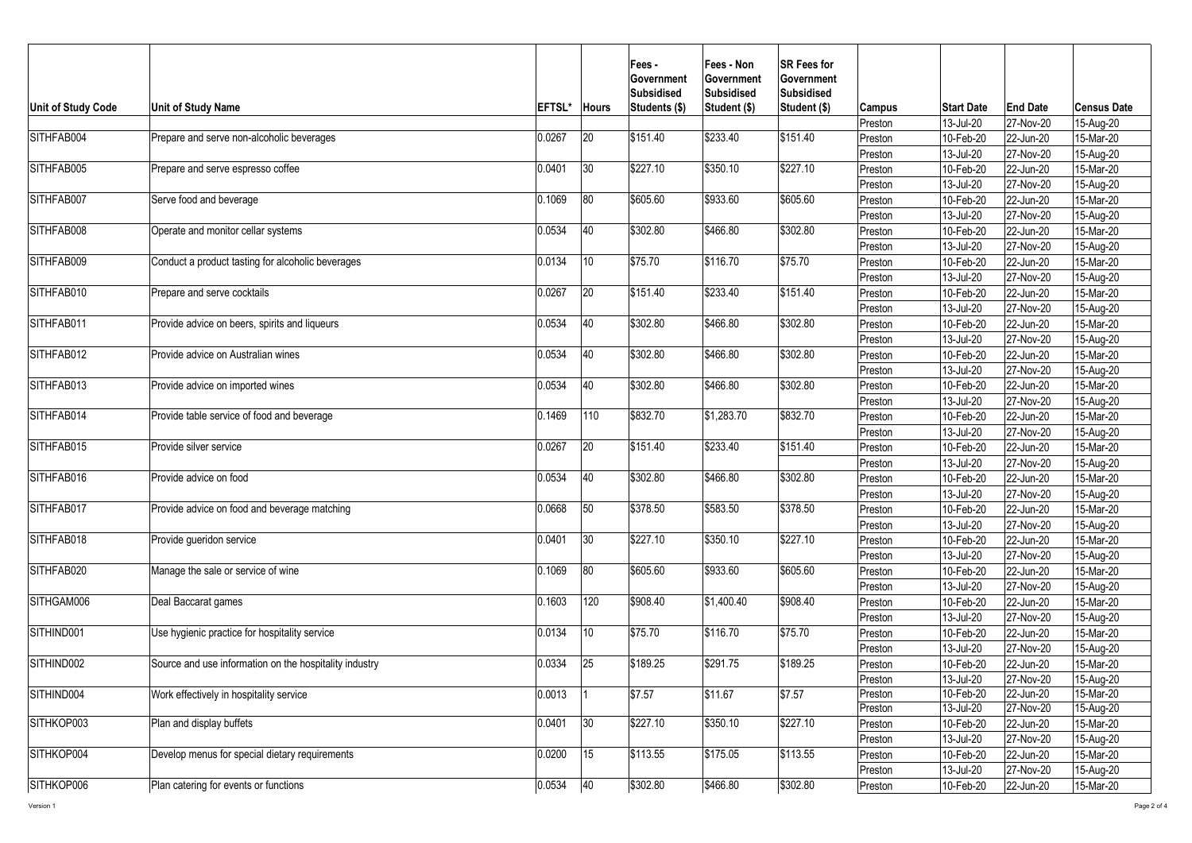| Unit of Study Code | Unit of Study Name | EFTSL* | Hours | Fees - Government Subsidised Students ($) | Fees - Non Government Subsidised Student ($) | SR Fees for Government Subsidised Student ($) | Campus | Start Date | End Date | Census Date |
|---|---|---|---|---|---|---|---|---|---|---|
| | | | | | | | Preston | 13-Jul-20 | 27-Nov-20 | 15-Aug-20 |
| SITHFAB004 | Prepare and serve non-alcoholic beverages | 0.0267 | 20 | $151.40 | $233.40 | $151.40 | Preston | 10-Feb-20 | 22-Jun-20 | 15-Mar-20 |
| | | | | | | | Preston | 13-Jul-20 | 27-Nov-20 | 15-Aug-20 |
| SITHFAB005 | Prepare and serve espresso coffee | 0.0401 | 30 | $227.10 | $350.10 | $227.10 | Preston | 10-Feb-20 | 22-Jun-20 | 15-Mar-20 |
| | | | | | | | Preston | 13-Jul-20 | 27-Nov-20 | 15-Aug-20 |
| SITHFAB007 | Serve food and beverage | 0.1069 | 80 | $605.60 | $933.60 | $605.60 | Preston | 10-Feb-20 | 22-Jun-20 | 15-Mar-20 |
| | | | | | | | Preston | 13-Jul-20 | 27-Nov-20 | 15-Aug-20 |
| SITHFAB008 | Operate and monitor cellar systems | 0.0534 | 40 | $302.80 | $466.80 | $302.80 | Preston | 10-Feb-20 | 22-Jun-20 | 15-Mar-20 |
| | | | | | | | Preston | 13-Jul-20 | 27-Nov-20 | 15-Aug-20 |
| SITHFAB009 | Conduct a product tasting for alcoholic beverages | 0.0134 | 10 | $75.70 | $116.70 | $75.70 | Preston | 10-Feb-20 | 22-Jun-20 | 15-Mar-20 |
| | | | | | | | Preston | 13-Jul-20 | 27-Nov-20 | 15-Aug-20 |
| SITHFAB010 | Prepare and serve cocktails | 0.0267 | 20 | $151.40 | $233.40 | $151.40 | Preston | 10-Feb-20 | 22-Jun-20 | 15-Mar-20 |
| | | | | | | | Preston | 13-Jul-20 | 27-Nov-20 | 15-Aug-20 |
| SITHFAB011 | Provide advice on beers, spirits and liqueurs | 0.0534 | 40 | $302.80 | $466.80 | $302.80 | Preston | 10-Feb-20 | 22-Jun-20 | 15-Mar-20 |
| | | | | | | | Preston | 13-Jul-20 | 27-Nov-20 | 15-Aug-20 |
| SITHFAB012 | Provide advice on Australian wines | 0.0534 | 40 | $302.80 | $466.80 | $302.80 | Preston | 10-Feb-20 | 22-Jun-20 | 15-Mar-20 |
| | | | | | | | Preston | 13-Jul-20 | 27-Nov-20 | 15-Aug-20 |
| SITHFAB013 | Provide advice on imported wines | 0.0534 | 40 | $302.80 | $466.80 | $302.80 | Preston | 10-Feb-20 | 22-Jun-20 | 15-Mar-20 |
| | | | | | | | Preston | 13-Jul-20 | 27-Nov-20 | 15-Aug-20 |
| SITHFAB014 | Provide table service of food and beverage | 0.1469 | 110 | $832.70 | $1,283.70 | $832.70 | Preston | 10-Feb-20 | 22-Jun-20 | 15-Mar-20 |
| | | | | | | | Preston | 13-Jul-20 | 27-Nov-20 | 15-Aug-20 |
| SITHFAB015 | Provide silver service | 0.0267 | 20 | $151.40 | $233.40 | $151.40 | Preston | 10-Feb-20 | 22-Jun-20 | 15-Mar-20 |
| | | | | | | | Preston | 13-Jul-20 | 27-Nov-20 | 15-Aug-20 |
| SITHFAB016 | Provide advice on food | 0.0534 | 40 | $302.80 | $466.80 | $302.80 | Preston | 10-Feb-20 | 22-Jun-20 | 15-Mar-20 |
| | | | | | | | Preston | 13-Jul-20 | 27-Nov-20 | 15-Aug-20 |
| SITHFAB017 | Provide advice on food and beverage matching | 0.0668 | 50 | $378.50 | $583.50 | $378.50 | Preston | 10-Feb-20 | 22-Jun-20 | 15-Mar-20 |
| | | | | | | | Preston | 13-Jul-20 | 27-Nov-20 | 15-Aug-20 |
| SITHFAB018 | Provide gueridon service | 0.0401 | 30 | $227.10 | $350.10 | $227.10 | Preston | 10-Feb-20 | 22-Jun-20 | 15-Mar-20 |
| | | | | | | | Preston | 13-Jul-20 | 27-Nov-20 | 15-Aug-20 |
| SITHFAB020 | Manage the sale or service of wine | 0.1069 | 80 | $605.60 | $933.60 | $605.60 | Preston | 10-Feb-20 | 22-Jun-20 | 15-Mar-20 |
| | | | | | | | Preston | 13-Jul-20 | 27-Nov-20 | 15-Aug-20 |
| SITHGAM006 | Deal Baccarat games | 0.1603 | 120 | $908.40 | $1,400.40 | $908.40 | Preston | 10-Feb-20 | 22-Jun-20 | 15-Mar-20 |
| | | | | | | | Preston | 13-Jul-20 | 27-Nov-20 | 15-Aug-20 |
| SITHIND001 | Use hygienic practice for hospitality service | 0.0134 | 10 | $75.70 | $116.70 | $75.70 | Preston | 10-Feb-20 | 22-Jun-20 | 15-Mar-20 |
| | | | | | | | Preston | 13-Jul-20 | 27-Nov-20 | 15-Aug-20 |
| SITHIND002 | Source and use information on the hospitality industry | 0.0334 | 25 | $189.25 | $291.75 | $189.25 | Preston | 10-Feb-20 | 22-Jun-20 | 15-Mar-20 |
| | | | | | | | Preston | 13-Jul-20 | 27-Nov-20 | 15-Aug-20 |
| SITHIND004 | Work effectively in hospitality service | 0.0013 | 1 | $7.57 | $11.67 | $7.57 | Preston | 10-Feb-20 | 22-Jun-20 | 15-Mar-20 |
| | | | | | | | Preston | 13-Jul-20 | 27-Nov-20 | 15-Aug-20 |
| SITHKOP003 | Plan and display buffets | 0.0401 | 30 | $227.10 | $350.10 | $227.10 | Preston | 10-Feb-20 | 22-Jun-20 | 15-Mar-20 |
| | | | | | | | Preston | 13-Jul-20 | 27-Nov-20 | 15-Aug-20 |
| SITHKOP004 | Develop menus for special dietary requirements | 0.0200 | 15 | $113.55 | $175.05 | $113.55 | Preston | 10-Feb-20 | 22-Jun-20 | 15-Mar-20 |
| | | | | | | | Preston | 13-Jul-20 | 27-Nov-20 | 15-Aug-20 |
| SITHKOP006 | Plan catering for events or functions | 0.0534 | 40 | $302.80 | $466.80 | $302.80 | Preston | 10-Feb-20 | 22-Jun-20 | 15-Mar-20 |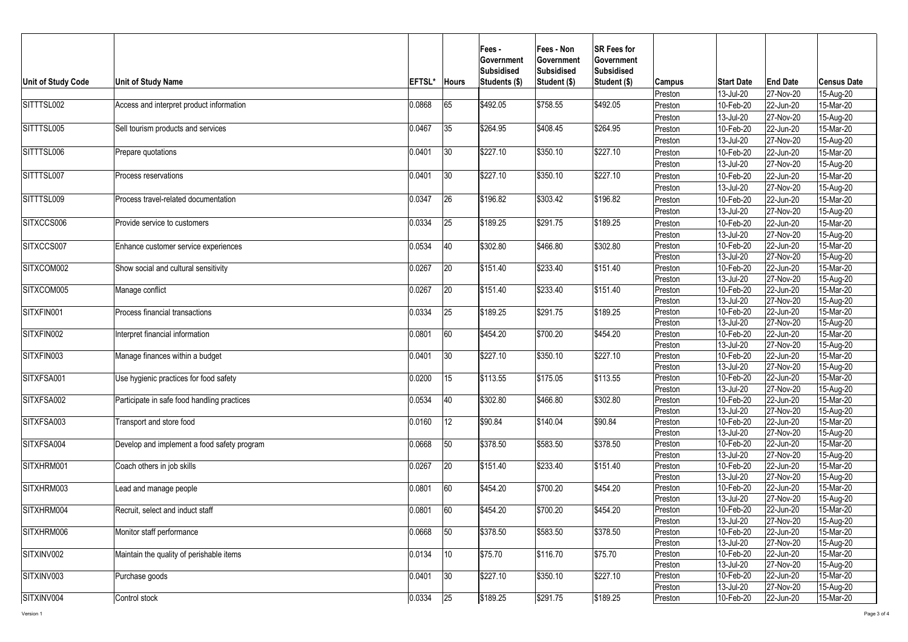| Unit of Study Code | Unit of Study Name | EFTSL* | Hours | Fees - Government Subsidised Students ($) | Fees - Non Government Subsidised Student ($) | SR Fees for Government Subsidised Student ($) | Campus | Start Date | End Date | Census Date |
|---|---|---|---|---|---|---|---|---|---|---|
| | | | | | | | Preston | 13-Jul-20 | 27-Nov-20 | 15-Aug-20 |
| SITTTSL002 | Access and interpret product information | 0.0868 | 65 | $492.05 | $758.55 | $492.05 | Preston | 10-Feb-20 | 22-Jun-20 | 15-Mar-20 |
| | | | | | | | Preston | 13-Jul-20 | 27-Nov-20 | 15-Aug-20 |
| SITTTSL005 | Sell tourism products and services | 0.0467 | 35 | $264.95 | $408.45 | $264.95 | Preston | 10-Feb-20 | 22-Jun-20 | 15-Mar-20 |
| | | | | | | | Preston | 13-Jul-20 | 27-Nov-20 | 15-Aug-20 |
| SITTTSL006 | Prepare quotations | 0.0401 | 30 | $227.10 | $350.10 | $227.10 | Preston | 10-Feb-20 | 22-Jun-20 | 15-Mar-20 |
| | | | | | | | Preston | 13-Jul-20 | 27-Nov-20 | 15-Aug-20 |
| SITTTSL007 | Process reservations | 0.0401 | 30 | $227.10 | $350.10 | $227.10 | Preston | 10-Feb-20 | 22-Jun-20 | 15-Mar-20 |
| | | | | | | | Preston | 13-Jul-20 | 27-Nov-20 | 15-Aug-20 |
| SITTTSL009 | Process travel-related documentation | 0.0347 | 26 | $196.82 | $303.42 | $196.82 | Preston | 10-Feb-20 | 22-Jun-20 | 15-Mar-20 |
| | | | | | | | Preston | 13-Jul-20 | 27-Nov-20 | 15-Aug-20 |
| SITXCCS006 | Provide service to customers | 0.0334 | 25 | $189.25 | $291.75 | $189.25 | Preston | 10-Feb-20 | 22-Jun-20 | 15-Mar-20 |
| | | | | | | | Preston | 13-Jul-20 | 27-Nov-20 | 15-Aug-20 |
| SITXCCS007 | Enhance customer service experiences | 0.0534 | 40 | $302.80 | $466.80 | $302.80 | Preston | 10-Feb-20 | 22-Jun-20 | 15-Mar-20 |
| | | | | | | | Preston | 13-Jul-20 | 27-Nov-20 | 15-Aug-20 |
| SITXCOM002 | Show social and cultural sensitivity | 0.0267 | 20 | $151.40 | $233.40 | $151.40 | Preston | 10-Feb-20 | 22-Jun-20 | 15-Mar-20 |
| | | | | | | | Preston | 13-Jul-20 | 27-Nov-20 | 15-Aug-20 |
| SITXCOM005 | Manage conflict | 0.0267 | 20 | $151.40 | $233.40 | $151.40 | Preston | 10-Feb-20 | 22-Jun-20 | 15-Mar-20 |
| | | | | | | | Preston | 13-Jul-20 | 27-Nov-20 | 15-Aug-20 |
| SITXFIN001 | Process financial transactions | 0.0334 | 25 | $189.25 | $291.75 | $189.25 | Preston | 10-Feb-20 | 22-Jun-20 | 15-Mar-20 |
| | | | | | | | Preston | 13-Jul-20 | 27-Nov-20 | 15-Aug-20 |
| SITXFIN002 | Interpret financial information | 0.0801 | 60 | $454.20 | $700.20 | $454.20 | Preston | 10-Feb-20 | 22-Jun-20 | 15-Mar-20 |
| | | | | | | | Preston | 13-Jul-20 | 27-Nov-20 | 15-Aug-20 |
| SITXFIN003 | Manage finances within a budget | 0.0401 | 30 | $227.10 | $350.10 | $227.10 | Preston | 10-Feb-20 | 22-Jun-20 | 15-Mar-20 |
| | | | | | | | Preston | 13-Jul-20 | 27-Nov-20 | 15-Aug-20 |
| SITXFSA001 | Use hygienic practices for food safety | 0.0200 | 15 | $113.55 | $175.05 | $113.55 | Preston | 10-Feb-20 | 22-Jun-20 | 15-Mar-20 |
| | | | | | | | Preston | 13-Jul-20 | 27-Nov-20 | 15-Aug-20 |
| SITXFSA002 | Participate in safe food handling practices | 0.0534 | 40 | $302.80 | $466.80 | $302.80 | Preston | 10-Feb-20 | 22-Jun-20 | 15-Mar-20 |
| | | | | | | | Preston | 13-Jul-20 | 27-Nov-20 | 15-Aug-20 |
| SITXFSA003 | Transport and store food | 0.0160 | 12 | $90.84 | $140.04 | $90.84 | Preston | 10-Feb-20 | 22-Jun-20 | 15-Mar-20 |
| | | | | | | | Preston | 13-Jul-20 | 27-Nov-20 | 15-Aug-20 |
| SITXFSA004 | Develop and implement a food safety program | 0.0668 | 50 | $378.50 | $583.50 | $378.50 | Preston | 10-Feb-20 | 22-Jun-20 | 15-Mar-20 |
| | | | | | | | Preston | 13-Jul-20 | 27-Nov-20 | 15-Aug-20 |
| SITXHRM001 | Coach others in job skills | 0.0267 | 20 | $151.40 | $233.40 | $151.40 | Preston | 10-Feb-20 | 22-Jun-20 | 15-Mar-20 |
| | | | | | | | Preston | 13-Jul-20 | 27-Nov-20 | 15-Aug-20 |
| SITXHRM003 | Lead and manage people | 0.0801 | 60 | $454.20 | $700.20 | $454.20 | Preston | 10-Feb-20 | 22-Jun-20 | 15-Mar-20 |
| | | | | | | | Preston | 13-Jul-20 | 27-Nov-20 | 15-Aug-20 |
| SITXHRM004 | Recruit, select and induct staff | 0.0801 | 60 | $454.20 | $700.20 | $454.20 | Preston | 10-Feb-20 | 22-Jun-20 | 15-Mar-20 |
| | | | | | | | Preston | 13-Jul-20 | 27-Nov-20 | 15-Aug-20 |
| SITXHRM006 | Monitor staff performance | 0.0668 | 50 | $378.50 | $583.50 | $378.50 | Preston | 10-Feb-20 | 22-Jun-20 | 15-Mar-20 |
| | | | | | | | Preston | 13-Jul-20 | 27-Nov-20 | 15-Aug-20 |
| SITXINV002 | Maintain the quality of perishable items | 0.0134 | 10 | $75.70 | $116.70 | $75.70 | Preston | 10-Feb-20 | 22-Jun-20 | 15-Mar-20 |
| | | | | | | | Preston | 13-Jul-20 | 27-Nov-20 | 15-Aug-20 |
| SITXINV003 | Purchase goods | 0.0401 | 30 | $227.10 | $350.10 | $227.10 | Preston | 10-Feb-20 | 22-Jun-20 | 15-Mar-20 |
| | | | | | | | Preston | 13-Jul-20 | 27-Nov-20 | 15-Aug-20 |
| SITXINV004 | Control stock | 0.0334 | 25 | $189.25 | $291.75 | $189.25 | Preston | 10-Feb-20 | 22-Jun-20 | 15-Mar-20 |

Version 1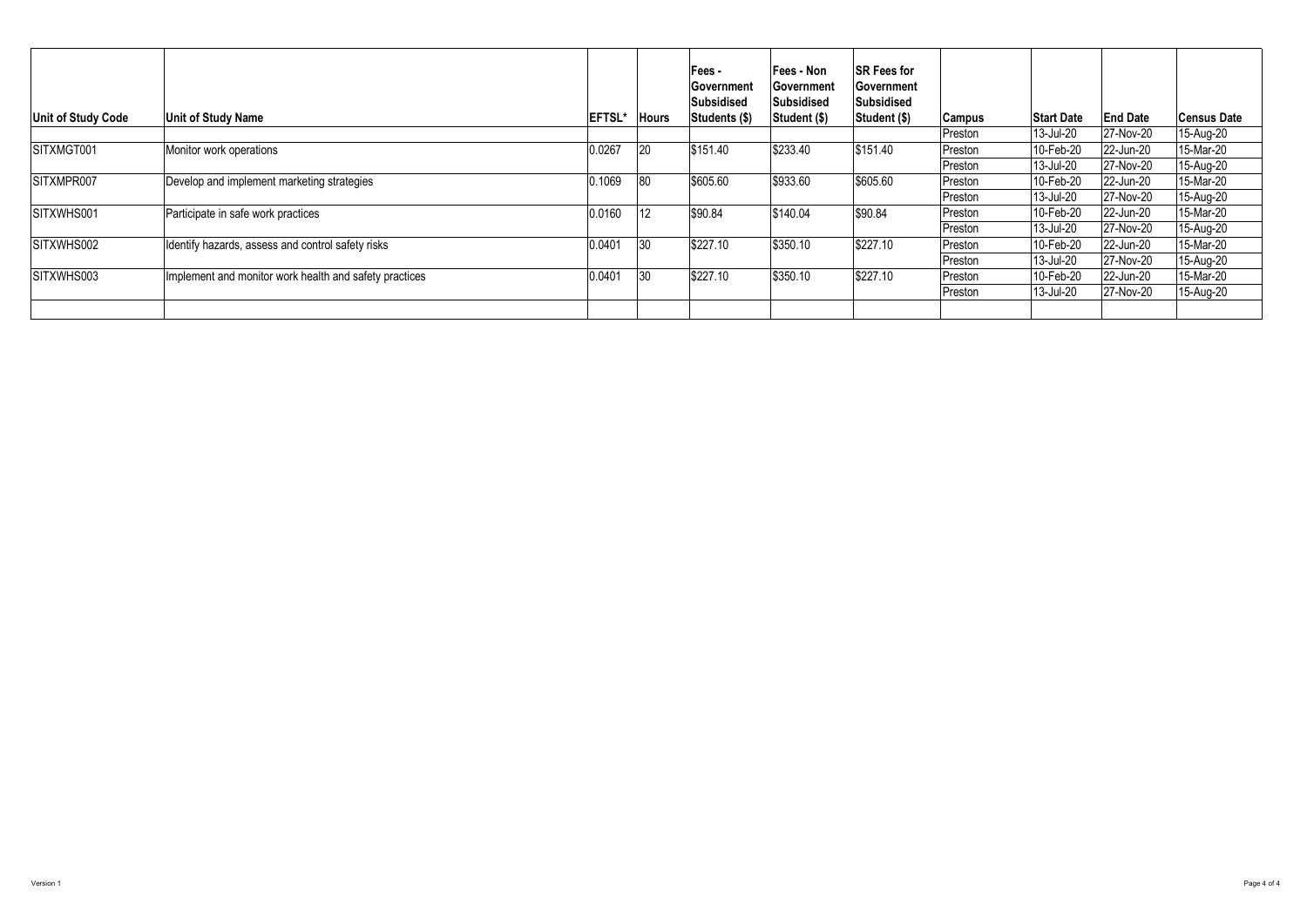| Unit of Study Code | Unit of Study Name | EFTSL* | Hours | Fees - Government Subsidised Students ($) | Fees - Non Government Subsidised Student ($) | SR Fees for Government Subsidised Student ($) | Campus | Start Date | End Date | Census Date |
|---|---|---|---|---|---|---|---|---|---|---|
| | | | | | | | Preston | 13-Jul-20 | 27-Nov-20 | 15-Aug-20 |
| SITXMGT001 | Monitor work operations | 0.0267 | 20 | $151.40 | $233.40 | $151.40 | Preston | 10-Feb-20 | 22-Jun-20 | 15-Mar-20 |
| | | | | | | | Preston | 13-Jul-20 | 27-Nov-20 | 15-Aug-20 |
| SITXMPR007 | Develop and implement marketing strategies | 0.1069 | 80 | $605.60 | $933.60 | $605.60 | Preston | 10-Feb-20 | 22-Jun-20 | 15-Mar-20 |
| | | | | | | | Preston | 13-Jul-20 | 27-Nov-20 | 15-Aug-20 |
| SITXWHS001 | Participate in safe work practices | 0.0160 | 12 | $90.84 | $140.04 | $90.84 | Preston | 10-Feb-20 | 22-Jun-20 | 15-Mar-20 |
| | | | | | | | Preston | 13-Jul-20 | 27-Nov-20 | 15-Aug-20 |
| SITXWHS002 | Identify hazards, assess and control safety risks | 0.0401 | 30 | $227.10 | $350.10 | $227.10 | Preston | 10-Feb-20 | 22-Jun-20 | 15-Mar-20 |
| | | | | | | | Preston | 13-Jul-20 | 27-Nov-20 | 15-Aug-20 |
| SITXWHS003 | Implement and monitor work health and safety practices | 0.0401 | 30 | $227.10 | $350.10 | $227.10 | Preston | 10-Feb-20 | 22-Jun-20 | 15-Mar-20 |
| | | | | | | | Preston | 13-Jul-20 | 27-Nov-20 | 15-Aug-20 |

Version 1